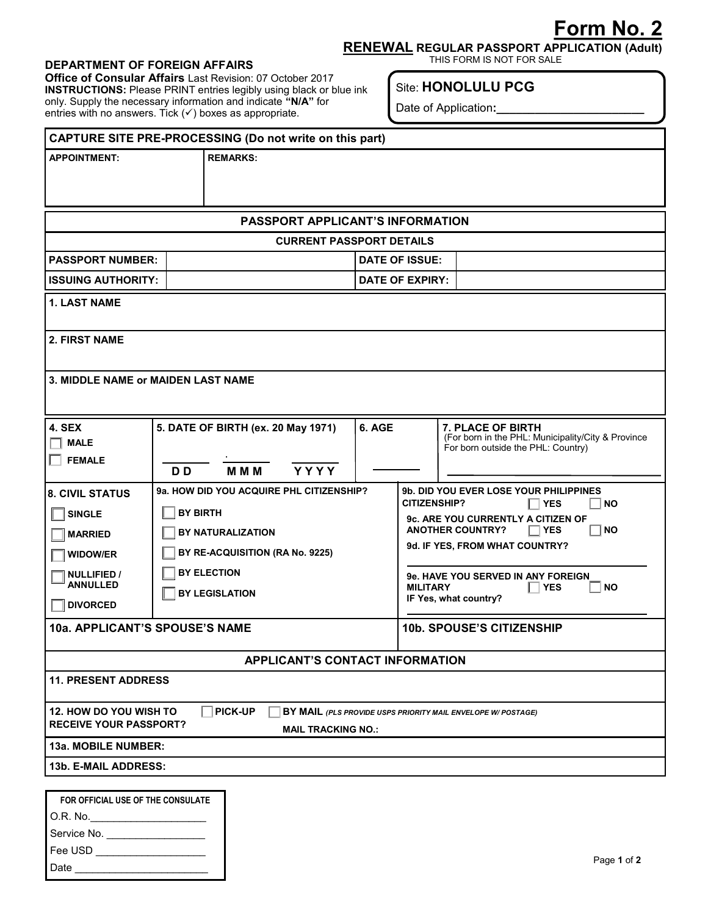# Form No. 2

## RENEWAL REGULAR PASSPORT APPLICATION (Adult)

THIS FORM IS NOT FOR SALE

**DEPARTMENT OF FOREIGN AFFAIRS**
**Office of Consular Affairs** Last Revision: 07 October 2017
**INSTRUCTIONS:** Please PRINT entries legibly using black or blue ink only. Supply the necessary information and indicate **"N/A"** for entries with no answers. Tick (✓) boxes as appropriate.

Site: **HONOLULU PCG**
Date of Application: ______________________

| CAPTURE SITE PRE-PROCESSING (Do not write on this part) | |
|---|---|
| **APPOINTMENT:** | **REMARKS:** |

## PASSPORT APPLICANT'S INFORMATION

### CURRENT PASSPORT DETAILS

| | | | |
|---|---|---|---|
| **PASSPORT NUMBER:** | | **DATE OF ISSUE:** | |
| **ISSUING AUTHORITY:** | | **DATE OF EXPIRY:** | |

**1. LAST NAME**

**2. FIRST NAME**

**3. MIDDLE NAME or MAIDEN LAST NAME**

| 4. SEX | 5. DATE OF BIRTH (ex. 20 May 1971) | 6. AGE | 7. PLACE OF BIRTH (For born in the PHL: Municipality/City & Province; For born outside the PHL: Country) |
|---|---|---|---|
| ☐ MALE<br>☐ FEMALE | ____ . ____ ____<br>D D M M M Y Y Y Y | ______ | ______________________ |

| 8. CIVIL STATUS | 9a. HOW DID YOU ACQUIRE PHL CITIZENSHIP? | |
|---|---|---|
| ☐ SINGLE<br>☐ MARRIED<br>☐ WIDOW/ER<br>☐ NULLIFIED / ANNULLED<br>☐ DIVORCED | ☐ BY BIRTH<br>☐ BY NATURALIZATION<br>☐ BY RE-ACQUISITION (RA No. 9225)<br>☐ BY ELECTION<br>☐ BY LEGISLATION | **9b. DID YOU EVER LOSE YOUR PHILIPPINES CITIZENSHIP?** ☐ YES ☐ NO<br>**9c. ARE YOU CURRENTLY A CITIZEN OF ANOTHER COUNTRY?** ☐ YES ☐ NO<br>**9d. IF YES, FROM WHAT COUNTRY?** ______________<br>**9e. HAVE YOU SERVED IN ANY FOREIGN MILITARY** ☐ YES ☐ NO<br>**IF Yes, what country?** ______________ |

| 10a. APPLICANT'S SPOUSE'S NAME | 10b. SPOUSE'S CITIZENSHIP |
|---|---|
| | |

## APPLICANT'S CONTACT INFORMATION

**11. PRESENT ADDRESS**

**12. HOW DO YOU WISH TO RECEIVE YOUR PASSPORT?** ☐ PICK-UP ☐ BY MAIL *(PLS PROVIDE USPS PRIORITY MAIL ENVELOPE W/ POSTAGE)*
**MAIL TRACKING NO.:**

**13a. MOBILE NUMBER:**

**13b. E-MAIL ADDRESS:**

| FOR OFFICIAL USE OF THE CONSULATE |
|---|
| O.R. No.____________________ |
| Service No. ________________ |
| Fee USD ___________________ |
| Date ______________________ |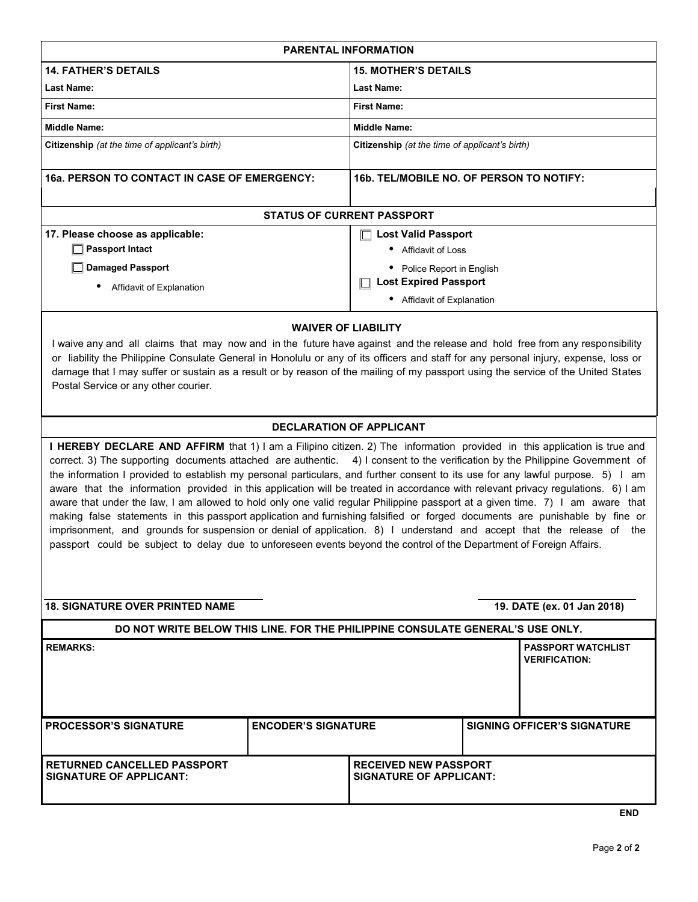## PARENTAL INFORMATION

| **14. FATHER'S DETAILS** | **15. MOTHER'S DETAILS** |
|---|---|
| **Last Name:** | **Last Name:** |
| **First Name:** | **First Name:** |
| **Middle Name:** | **Middle Name:** |
| **Citizenship** *(at the time of applicant's birth)* | **Citizenship** *(at the time of applicant's birth)* |
| **16a. PERSON TO CONTACT IN CASE OF EMERGENCY:** | **16b. TEL/MOBILE NO. OF PERSON TO NOTIFY:** |

## STATUS OF CURRENT PASSPORT

**17. Please choose as applicable:**

- ☐ **Passport Intact**
- ☐ **Damaged Passport**
  - Affidavit of Explanation
- ☐ **Lost Valid Passport**
  - Affidavit of Loss
  - Police Report in English
- ☐ **Lost Expired Passport**
  - Affidavit of Explanation

## WAIVER OF LIABILITY

I waive any and all claims that may now and in the future have against and the release and hold free from any responsibility or liability the Philippine Consulate General in Honolulu or any of its officers and staff for any personal injury, expense, loss or damage that I may suffer or sustain as a result or by reason of the mailing of my passport using the service of the United States Postal Service or any other courier.

## DECLARATION OF APPLICANT

**I HEREBY DECLARE AND AFFIRM** that 1) I am a Filipino citizen. 2) The information provided in this application is true and correct. 3) The supporting documents attached are authentic. 4) I consent to the verification by the Philippine Government of the information I provided to establish my personal particulars, and further consent to its use for any lawful purpose. 5) I am aware that the information provided in this application will be treated in accordance with relevant privacy regulations. 6) I am aware that under the law, I am allowed to hold only one valid regular Philippine passport at a given time. 7) I am aware that making false statements in this passport application and furnishing falsified or forged documents are punishable by fine or imprisonment, and grounds for suspension or denial of application. 8) I understand and accept that the release of the passport could be subject to delay due to unforeseen events beyond the control of the Department of Foreign Affairs.

**18. SIGNATURE OVER PRINTED NAME** ____________________

**19. DATE (ex. 01 Jan 2018)** ____________________

**DO NOT WRITE BELOW THIS LINE. FOR THE PHILIPPINE CONSULATE GENERAL'S USE ONLY.**

| **REMARKS:** | | **PASSPORT WATCHLIST VERIFICATION:** |
|---|---|---|
| **PROCESSOR'S SIGNATURE** | **ENCODER'S SIGNATURE** | **SIGNING OFFICER'S SIGNATURE** |

| **RETURNED CANCELLED PASSPORT SIGNATURE OF APPLICANT:** | **RECEIVED NEW PASSPORT SIGNATURE OF APPLICANT:** |
|---|---|

**END**